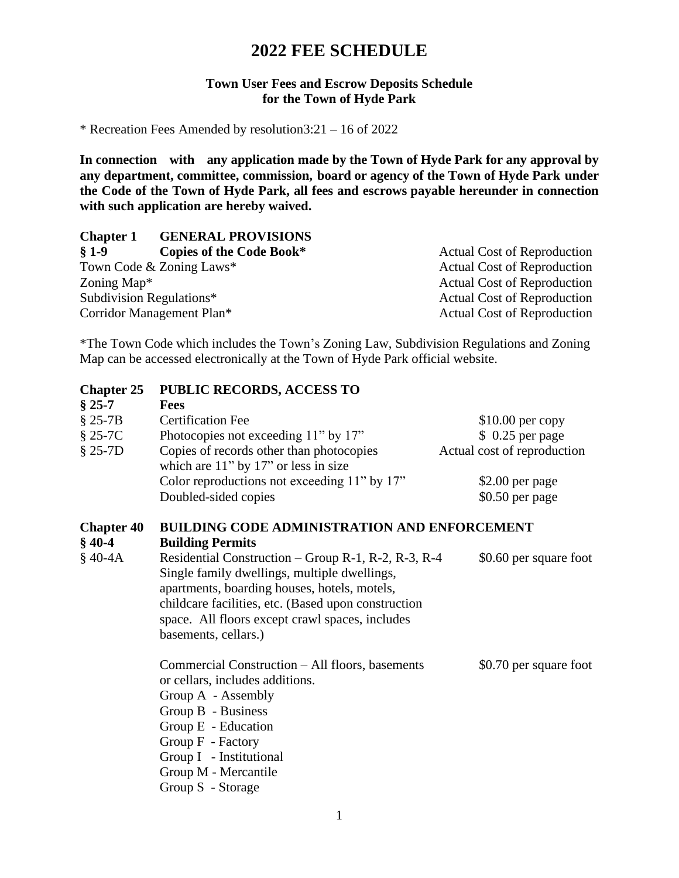# 2022 FEE SCHEDULE

**Town User Fees and Escrow Deposits Schedule for the Town of Hyde Park**

* Recreation Fees Amended by resolution3:21 – 16 of 2022

**In connection with any application made by the Town of Hyde Park for any approval by any department, committee, commission, board or agency of the Town of Hyde Park under the Code of the Town of Hyde Park, all fees and escrows payable hereunder in connection with such application are hereby waived.**

## Chapter 1 GENERAL PROVISIONS

| | | |
|---|---|---|
| **§ 1-9** | **Copies of the Code Book*** | Actual Cost of Reproduction |
| Town Code & Zoning Laws* | | Actual Cost of Reproduction |
| Zoning Map* | | Actual Cost of Reproduction |
| Subdivision Regulations* | | Actual Cost of Reproduction |
| Corridor Management Plan* | | Actual Cost of Reproduction |

*The Town Code which includes the Town's Zoning Law, Subdivision Regulations and Zoning Map can be accessed electronically at the Town of Hyde Park official website.

## Chapter 25 PUBLIC RECORDS, ACCESS TO

| | | |
|---|---|---|
| **§ 25-7** | **Fees** | |
| § 25-7B | Certification Fee | $10.00 per copy |
| § 25-7C | Photocopies not exceeding 11" by 17" | $ 0.25 per page |
| § 25-7D | Copies of records other than photocopies which are 11" by 17" or less in size | Actual cost of reproduction |
| | Color reproductions not exceeding 11" by 17" | $2.00 per page |
| | Doubled-sided copies | $0.50 per page |

## Chapter 40 BUILDING CODE ADMINISTRATION AND ENFORCEMENT

| | | |
|---|---|---|
| **§ 40-4** | **Building Permits** | |
| § 40-4A | Residential Construction – Group R-1, R-2, R-3, R-4 Single family dwellings, multiple dwellings, apartments, boarding houses, hotels, motels, childcare facilities, etc. (Based upon construction space. All floors except crawl spaces, includes basements, cellars.) | $0.60 per square foot |
| | Commercial Construction – All floors, basements or cellars, includes additions.<br>Group A - Assembly<br>Group B - Business<br>Group E - Education<br>Group F - Factory<br>Group I - Institutional<br>Group M - Mercantile<br>Group S - Storage | $0.70 per square foot |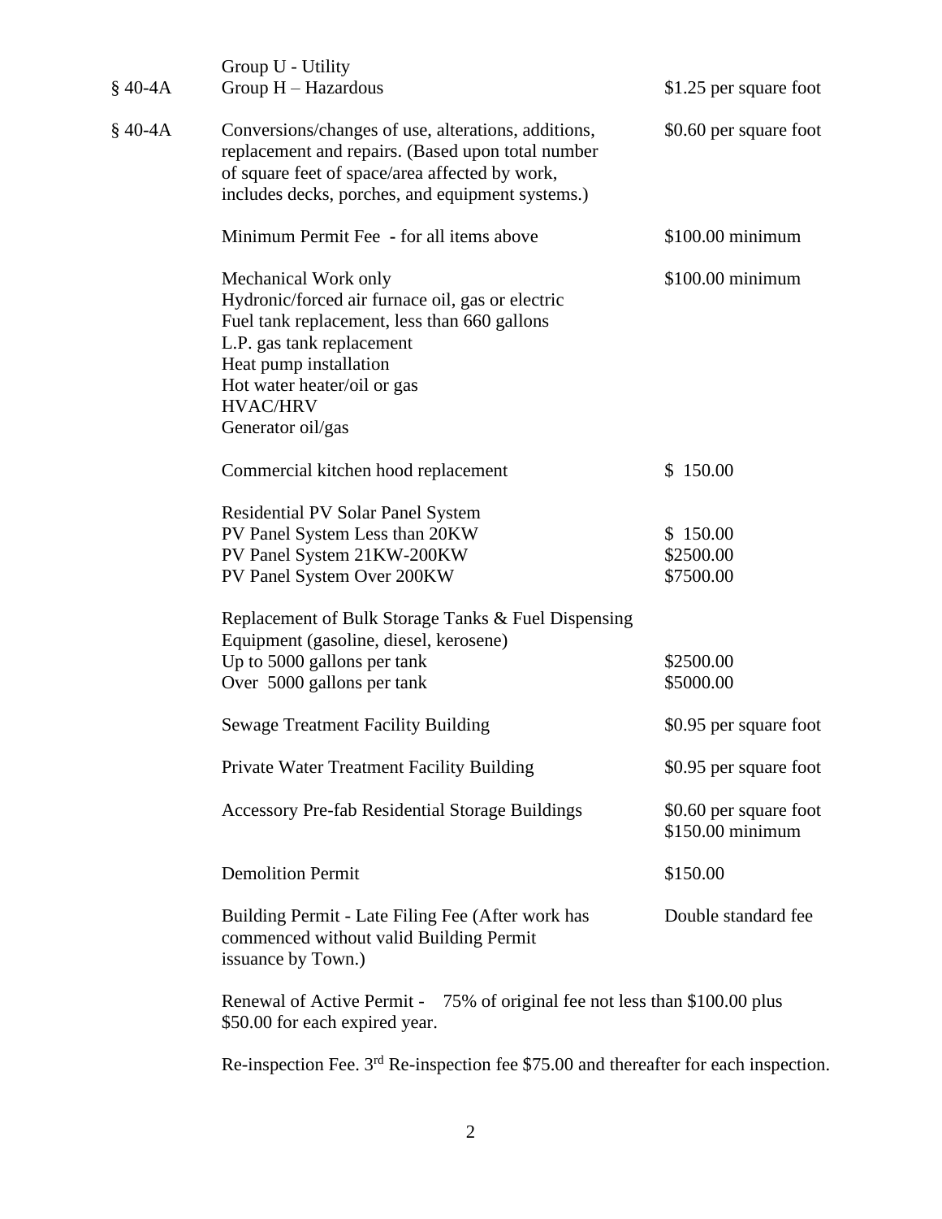| | | |
|---|---|---|
| | Group U - Utility | |
| § 40-4A | Group H – Hazardous | $1.25 per square foot |
| § 40-4A | Conversions/changes of use, alterations, additions, replacement and repairs. (Based upon total number of square feet of space/area affected by work, includes decks, porches, and equipment systems.) | $0.60 per square foot |
| | Minimum Permit Fee - for all items above | $100.00 minimum |
| | Mechanical Work only<br>Hydronic/forced air furnace oil, gas or electric<br>Fuel tank replacement, less than 660 gallons<br>L.P. gas tank replacement<br>Heat pump installation<br>Hot water heater/oil or gas<br>HVAC/HRV<br>Generator oil/gas | $100.00 minimum |
| | Commercial kitchen hood replacement | $ 150.00 |
| | Residential PV Solar Panel System | |
| | PV Panel System Less than 20KW | $ 150.00 |
| | PV Panel System 21KW-200KW | $2500.00 |
| | PV Panel System Over 200KW | $7500.00 |
| | Replacement of Bulk Storage Tanks & Fuel Dispensing Equipment (gasoline, diesel, kerosene) | |
| | Up to 5000 gallons per tank | $2500.00 |
| | Over 5000 gallons per tank | $5000.00 |
| | Sewage Treatment Facility Building | $0.95 per square foot |
| | Private Water Treatment Facility Building | $0.95 per square foot |
| | Accessory Pre-fab Residential Storage Buildings | $0.60 per square foot<br>$150.00 minimum |
| | Demolition Permit | $150.00 |
| | Building Permit - Late Filing Fee (After work has commenced without valid Building Permit issuance by Town.) | Double standard fee |

Renewal of Active Permit - 75% of original fee not less than $100.00 plus $50.00 for each expired year.

Re-inspection Fee. 3rd Re-inspection fee $75.00 and thereafter for each inspection.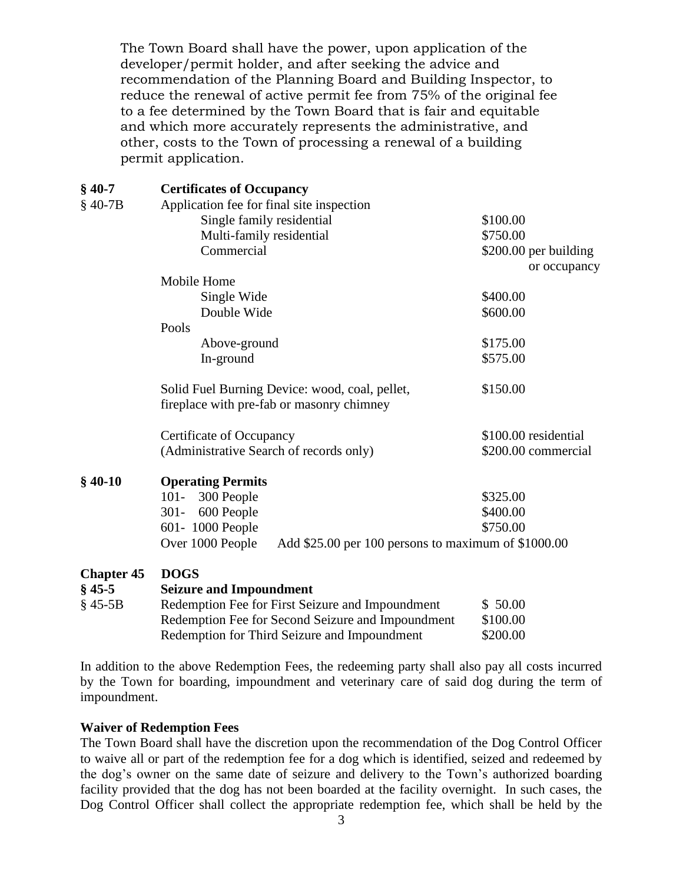The Town Board shall have the power, upon application of the developer/permit holder, and after seeking the advice and recommendation of the Planning Board and Building Inspector, to reduce the renewal of active permit fee from 75% of the original fee to a fee determined by the Town Board that is fair and equitable and which more accurately represents the administrative, and other, costs to the Town of processing a renewal of a building permit application.

| | | |
|---|---|---|
| **§ 40-7** | **Certificates of Occupancy** | |
| § 40-7B | Application fee for final site inspection | |
| | Single family residential | $100.00 |
| | Multi-family residential | $750.00 |
| | Commercial | $200.00 per building or occupancy |
| | Mobile Home | |
| | Single Wide | $400.00 |
| | Double Wide | $600.00 |
| | Pools | |
| | Above-ground | $175.00 |
| | In-ground | $575.00 |
| | Solid Fuel Burning Device: wood, coal, pellet, fireplace with pre-fab or masonry chimney | $150.00 |
| | Certificate of Occupancy (Administrative Search of records only) | $100.00 residential<br>$200.00 commercial |
| **§ 40-10** | **Operating Permits** | |
| | 101- 300 People | $325.00 |
| | 301- 600 People | $400.00 |
| | 601- 1000 People | $750.00 |
| | Over 1000 People | Add $25.00 per 100 persons to maximum of $1000.00 |
| **Chapter 45** | **DOGS** | |
| **§ 45-5** | **Seizure and Impoundment** | |
| § 45-5B | Redemption Fee for First Seizure and Impoundment | $ 50.00 |
| | Redemption Fee for Second Seizure and Impoundment | $100.00 |
| | Redemption for Third Seizure and Impoundment | $200.00 |

In addition to the above Redemption Fees, the redeeming party shall also pay all costs incurred by the Town for boarding, impoundment and veterinary care of said dog during the term of impoundment.

**Waiver of Redemption Fees**

The Town Board shall have the discretion upon the recommendation of the Dog Control Officer to waive all or part of the redemption fee for a dog which is identified, seized and redeemed by the dog's owner on the same date of seizure and delivery to the Town's authorized boarding facility provided that the dog has not been boarded at the facility overnight. In such cases, the Dog Control Officer shall collect the appropriate redemption fee, which shall be held by the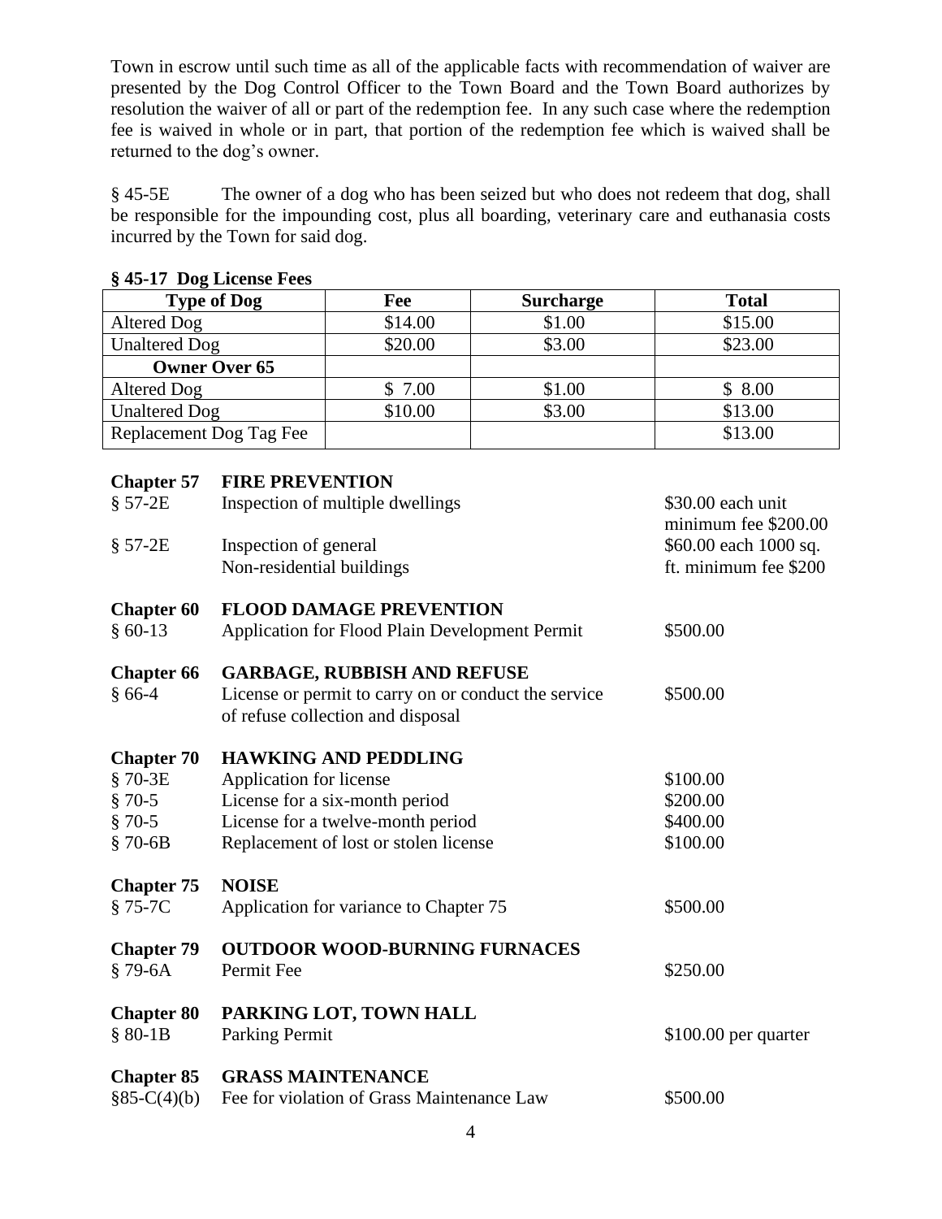Town in escrow until such time as all of the applicable facts with recommendation of waiver are presented by the Dog Control Officer to the Town Board and the Town Board authorizes by resolution the waiver of all or part of the redemption fee. In any such case where the redemption fee is waived in whole or in part, that portion of the redemption fee which is waived shall be returned to the dog's owner.

§ 45-5E The owner of a dog who has been seized but who does not redeem that dog, shall be responsible for the impounding cost, plus all boarding, veterinary care and euthanasia costs incurred by the Town for said dog.

**§ 45-17 Dog License Fees**

| Type of Dog | Fee | Surcharge | Total |
|---|---|---|---|
| Altered Dog | $14.00 | $1.00 | $15.00 |
| Unaltered Dog | $20.00 | $3.00 | $23.00 |
| **Owner Over 65** | | | |
| Altered Dog | $ 7.00 | $1.00 | $ 8.00 |
| Unaltered Dog | $10.00 | $3.00 | $13.00 |
| Replacement Dog Tag Fee | | | $13.00 |

**Chapter 57 FIRE PREVENTION**

| | | |
|---|---|---|
| § 57-2E | Inspection of multiple dwellings | $30.00 each unit minimum fee $200.00 |
| § 57-2E | Inspection of general Non-residential buildings | $60.00 each 1000 sq. ft. minimum fee $200 |

**Chapter 60 FLOOD DAMAGE PREVENTION**

| | | |
|---|---|---|
| § 60-13 | Application for Flood Plain Development Permit | $500.00 |

**Chapter 66 GARBAGE, RUBBISH AND REFUSE**

| | | |
|---|---|---|
| § 66-4 | License or permit to carry on or conduct the service of refuse collection and disposal | $500.00 |

**Chapter 70 HAWKING AND PEDDLING**

| | | |
|---|---|---|
| § 70-3E | Application for license | $100.00 |
| § 70-5 | License for a six-month period | $200.00 |
| § 70-5 | License for a twelve-month period | $400.00 |
| § 70-6B | Replacement of lost or stolen license | $100.00 |

**Chapter 75 NOISE**

| | | |
|---|---|---|
| § 75-7C | Application for variance to Chapter 75 | $500.00 |

**Chapter 79 OUTDOOR WOOD-BURNING FURNACES**

| | | |
|---|---|---|
| § 79-6A | Permit Fee | $250.00 |

**Chapter 80 PARKING LOT, TOWN HALL**

| | | |
|---|---|---|
| § 80-1B | Parking Permit | $100.00 per quarter |

**Chapter 85 GRASS MAINTENANCE**

| | | |
|---|---|---|
| §85-C(4)(b) | Fee for violation of Grass Maintenance Law | $500.00 |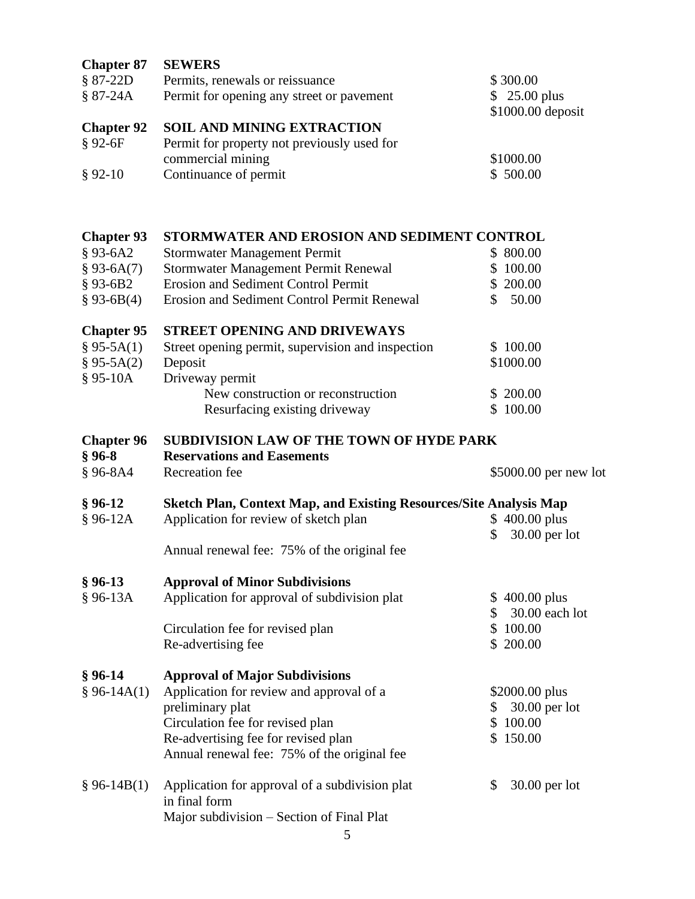**Chapter 87 SEWERS**

| | | |
|---|---|---|
| § 87-22D | Permits, renewals or reissuance | $ 300.00 |
| § 87-24A | Permit for opening any street or pavement | $ 25.00 plus<br>$1000.00 deposit |

**Chapter 92 SOIL AND MINING EXTRACTION**

| | | |
|---|---|---|
| § 92-6F | Permit for property not previously used for commercial mining | $1000.00 |
| § 92-10 | Continuance of permit | $ 500.00 |

**Chapter 93 STORMWATER AND EROSION AND SEDIMENT CONTROL**

| | | |
|---|---|---|
| § 93-6A2 | Stormwater Management Permit | $ 800.00 |
| § 93-6A(7) | Stormwater Management Permit Renewal | $ 100.00 |
| § 93-6B2 | Erosion and Sediment Control Permit | $ 200.00 |
| § 93-6B(4) | Erosion and Sediment Control Permit Renewal | $ 50.00 |

**Chapter 95 STREET OPENING AND DRIVEWAYS**

| | | |
|---|---|---|
| § 95-5A(1) | Street opening permit, supervision and inspection | $ 100.00 |
| § 95-5A(2) | Deposit | $1000.00 |
| § 95-10A | Driveway permit | |
| | New construction or reconstruction | $ 200.00 |
| | Resurfacing existing driveway | $ 100.00 |

**Chapter 96 SUBDIVISION LAW OF THE TOWN OF HYDE PARK**

**§ 96-8 Reservations and Easements**

| | | |
|---|---|---|
| § 96-8A4 | Recreation fee | $5000.00 per new lot |

**§ 96-12 Sketch Plan, Context Map, and Existing Resources/Site Analysis Map**

| | | |
|---|---|---|
| § 96-12A | Application for review of sketch plan | $ 400.00 plus<br>$ 30.00 per lot |
| | Annual renewal fee: 75% of the original fee | |

**§ 96-13 Approval of Minor Subdivisions**

| | | |
|---|---|---|
| § 96-13A | Application for approval of subdivision plat | $ 400.00 plus<br>$ 30.00 each lot |
| | Circulation fee for revised plan | $ 100.00 |
| | Re-advertising fee | $ 200.00 |

**§ 96-14 Approval of Major Subdivisions**

| | | |
|---|---|---|
| § 96-14A(1) | Application for review and approval of a preliminary plat | $2000.00 plus<br>$ 30.00 per lot |
| | Circulation fee for revised plan | $ 100.00 |
| | Re-advertising fee for revised plan | $ 150.00 |
| | Annual renewal fee: 75% of the original fee | |
| § 96-14B(1) | Application for approval of a subdivision plat in final form | $ 30.00 per lot |
| | Major subdivision – Section of Final Plat | |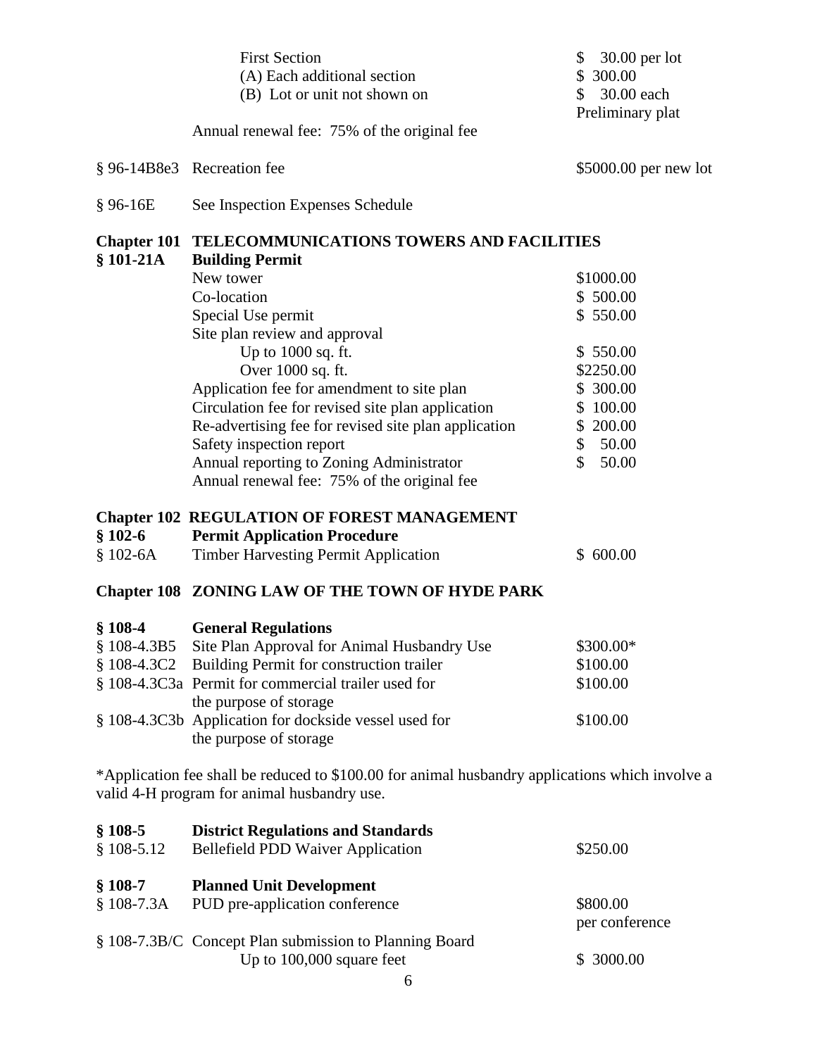| | | |
|---|---|---|
| | First Section | $ 30.00 per lot |
| | (A) Each additional section | $ 300.00 |
| | (B) Lot or unit not shown on | $ 30.00 each Preliminary plat |
| | Annual renewal fee: 75% of the original fee | |
| § 96-14B8e3 | Recreation fee | $5000.00 per new lot |
| § 96-16E | See Inspection Expenses Schedule | |

**Chapter 101 TELECOMMUNICATIONS TOWERS AND FACILITIES**

**§ 101-21A Building Permit**

| | |
|---|---|
| New tower | $1000.00 |
| Co-location | $ 500.00 |
| Special Use permit | $ 550.00 |
| Site plan review and approval | |
| Up to 1000 sq. ft. | $ 550.00 |
| Over 1000 sq. ft. | $2250.00 |
| Application fee for amendment to site plan | $ 300.00 |
| Circulation fee for revised site plan application | $ 100.00 |
| Re-advertising fee for revised site plan application | $ 200.00 |
| Safety inspection report | $ 50.00 |
| Annual reporting to Zoning Administrator | $ 50.00 |
| Annual renewal fee: 75% of the original fee | |

**Chapter 102 REGULATION OF FOREST MANAGEMENT**

**§ 102-6 Permit Application Procedure**

| | | |
|---|---|---|
| § 102-6A | Timber Harvesting Permit Application | $ 600.00 |

**Chapter 108 ZONING LAW OF THE TOWN OF HYDE PARK**

**§ 108-4 General Regulations**

| | | |
|---|---|---|
| § 108-4.3B5 | Site Plan Approval for Animal Husbandry Use | $300.00* |
| § 108-4.3C2 | Building Permit for construction trailer | $100.00 |
| § 108-4.3C3a | Permit for commercial trailer used for the purpose of storage | $100.00 |
| § 108-4.3C3b | Application for dockside vessel used for the purpose of storage | $100.00 |

*Application fee shall be reduced to $100.00 for animal husbandry applications which involve a valid 4-H program for animal husbandry use.

**§ 108-5 District Regulations and Standards**

| | | |
|---|---|---|
| § 108-5.12 | Bellefield PDD Waiver Application | $250.00 |

**§ 108-7 Planned Unit Development**

| | | |
|---|---|---|
| § 108-7.3A | PUD pre-application conference | $800.00 per conference |
| § 108-7.3B/C | Concept Plan submission to Planning Board | |
| | Up to 100,000 square feet | $ 3000.00 |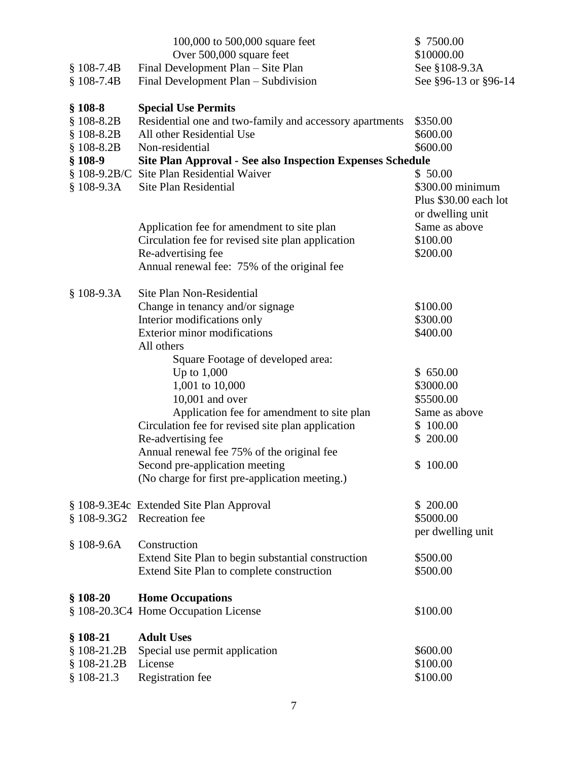| | | |
|---|---|---|
| | 100,000 to 500,000 square feet | $ 7500.00 |
| | Over 500,000 square feet | $10000.00 |
| § 108-7.4B | Final Development Plan – Site Plan | See §108-9.3A |
| § 108-7.4B | Final Development Plan – Subdivision | See §96-13 or §96-14 |
| | | |
| **§ 108-8** | **Special Use Permits** | |
| § 108-8.2B | Residential one and two-family and accessory apartments | $350.00 |
| § 108-8.2B | All other Residential Use | $600.00 |
| § 108-8.2B | Non-residential | $600.00 |
| **§ 108-9** | **Site Plan Approval - See also Inspection Expenses Schedule** | |
| § 108-9.2B/C | Site Plan Residential Waiver | $ 50.00 |
| § 108-9.3A | Site Plan Residential | $300.00 minimum Plus $30.00 each lot or dwelling unit |
| | Application fee for amendment to site plan | Same as above |
| | Circulation fee for revised site plan application | $100.00 |
| | Re-advertising fee | $200.00 |
| | Annual renewal fee: 75% of the original fee | |
| | | |
| § 108-9.3A | Site Plan Non-Residential | |
| | Change in tenancy and/or signage | $100.00 |
| | Interior modifications only | $300.00 |
| | Exterior minor modifications | $400.00 |
| | All others | |
| | Square Footage of developed area: | |
| | Up to 1,000 | $ 650.00 |
| | 1,001 to 10,000 | $3000.00 |
| | 10,001 and over | $5500.00 |
| | Application fee for amendment to site plan | Same as above |
| | Circulation fee for revised site plan application | $ 100.00 |
| | Re-advertising fee | $ 200.00 |
| | Annual renewal fee 75% of the original fee | |
| | Second pre-application meeting | $ 100.00 |
| | (No charge for first pre-application meeting.) | |
| | | |
| § 108-9.3E4c | Extended Site Plan Approval | $ 200.00 |
| § 108-9.3G2 | Recreation fee | $5000.00 per dwelling unit |
| § 108-9.6A | Construction | |
| | Extend Site Plan to begin substantial construction | $500.00 |
| | Extend Site Plan to complete construction | $500.00 |
| | | |
| **§ 108-20** | **Home Occupations** | |
| § 108-20.3C4 | Home Occupation License | $100.00 |
| | | |
| **§ 108-21** | **Adult Uses** | |
| § 108-21.2B | Special use permit application | $600.00 |
| § 108-21.2B | License | $100.00 |
| § 108-21.3 | Registration fee | $100.00 |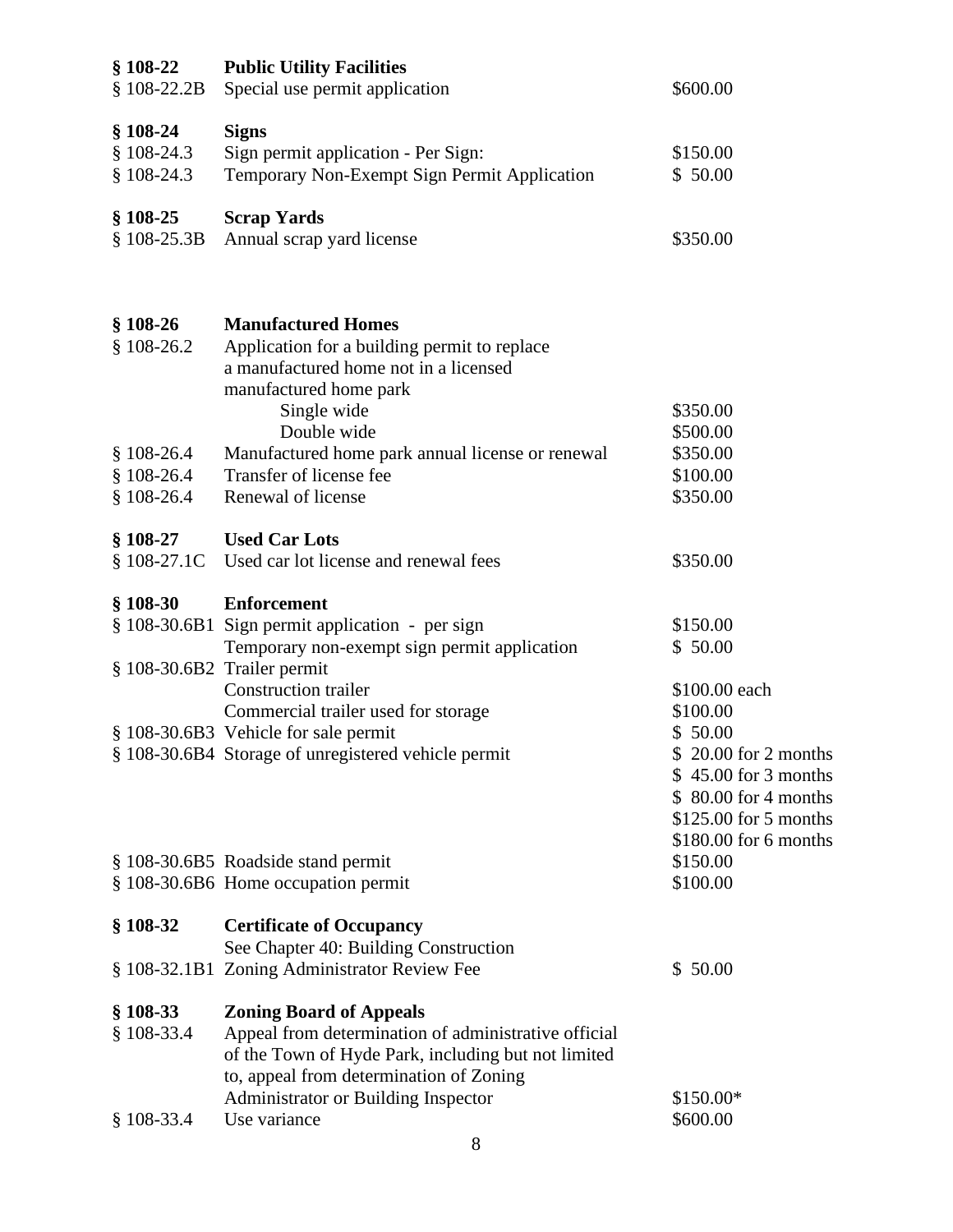| Section | Description | Fee |
|---|---|---|
| **§ 108-22** | **Public Utility Facilities** | |
| § 108-22.2B | Special use permit application | $600.00 |
| **§ 108-24** | **Signs** | |
| § 108-24.3 | Sign permit application - Per Sign: | $150.00 |
| § 108-24.3 | Temporary Non-Exempt Sign Permit Application | $ 50.00 |
| **§ 108-25** | **Scrap Yards** | |
| § 108-25.3B | Annual scrap yard license | $350.00 |
| **§ 108-26** | **Manufactured Homes** | |
| § 108-26.2 | Application for a building permit to replace a manufactured home not in a licensed manufactured home park | |
| | Single wide | $350.00 |
| | Double wide | $500.00 |
| § 108-26.4 | Manufactured home park annual license or renewal | $350.00 |
| § 108-26.4 | Transfer of license fee | $100.00 |
| § 108-26.4 | Renewal of license | $350.00 |
| **§ 108-27** | **Used Car Lots** | |
| § 108-27.1C | Used car lot license and renewal fees | $350.00 |
| **§ 108-30** | **Enforcement** | |
| § 108-30.6B1 | Sign permit application - per sign | $150.00 |
| | Temporary non-exempt sign permit application | $ 50.00 |
| § 108-30.6B2 | Trailer permit | |
| | Construction trailer | $100.00 each |
| | Commercial trailer used for storage | $100.00 |
| § 108-30.6B3 | Vehicle for sale permit | $ 50.00 |
| § 108-30.6B4 | Storage of unregistered vehicle permit | $ 20.00 for 2 months |
| | | $ 45.00 for 3 months |
| | | $ 80.00 for 4 months |
| | | $125.00 for 5 months |
| | | $180.00 for 6 months |
| § 108-30.6B5 | Roadside stand permit | $150.00 |
| § 108-30.6B6 | Home occupation permit | $100.00 |
| **§ 108-32** | **Certificate of Occupancy** | |
| | See Chapter 40: Building Construction | |
| § 108-32.1B1 | Zoning Administrator Review Fee | $ 50.00 |
| **§ 108-33** | **Zoning Board of Appeals** | |
| § 108-33.4 | Appeal from determination of administrative official of the Town of Hyde Park, including but not limited to, appeal from determination of Zoning Administrator or Building Inspector | $150.00* |
| § 108-33.4 | Use variance | $600.00 |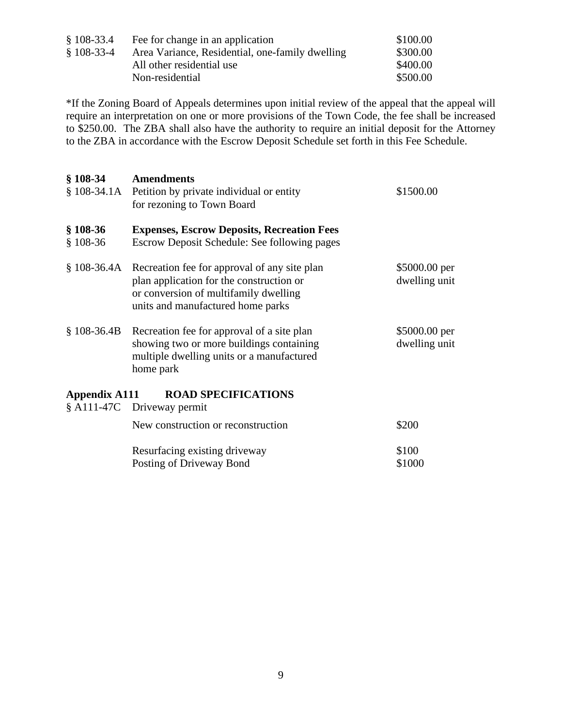| | | |
|---|---|---|
| § 108-33.4 | Fee for change in an application | \$100.00 |
| § 108-33-4 | Area Variance, Residential, one-family dwelling | \$300.00 |
| | All other residential use | \$400.00 |
| | Non-residential | \$500.00 |

*If the Zoning Board of Appeals determines upon initial review of the appeal that the appeal will require an interpretation on one or more provisions of the Town Code, the fee shall be increased to \$250.00. The ZBA shall also have the authority to require an initial deposit for the Attorney to the ZBA in accordance with the Escrow Deposit Schedule set forth in this Fee Schedule.

| | | |
|---|---|---|
| **§ 108-34** | **Amendments** | |
| § 108-34.1A | Petition by private individual or entity for rezoning to Town Board | \$1500.00 |
| **§ 108-36** | **Expenses, Escrow Deposits, Recreation Fees** | |
| § 108-36 | Escrow Deposit Schedule: See following pages | |
| § 108-36.4A | Recreation fee for approval of any site plan plan application for the construction or or conversion of multifamily dwelling units and manufactured home parks | \$5000.00 per dwelling unit |
| § 108-36.4B | Recreation fee for approval of a site plan showing two or more buildings containing multiple dwelling units or a manufactured home park | \$5000.00 per dwelling unit |

**Appendix A111 ROAD SPECIFICATIONS**

| | | |
|---|---|---|
| § A111-47C | Driveway permit | |
| | New construction or reconstruction | \$200 |
| | Resurfacing existing driveway | \$100 |
| | Posting of Driveway Bond | \$1000 |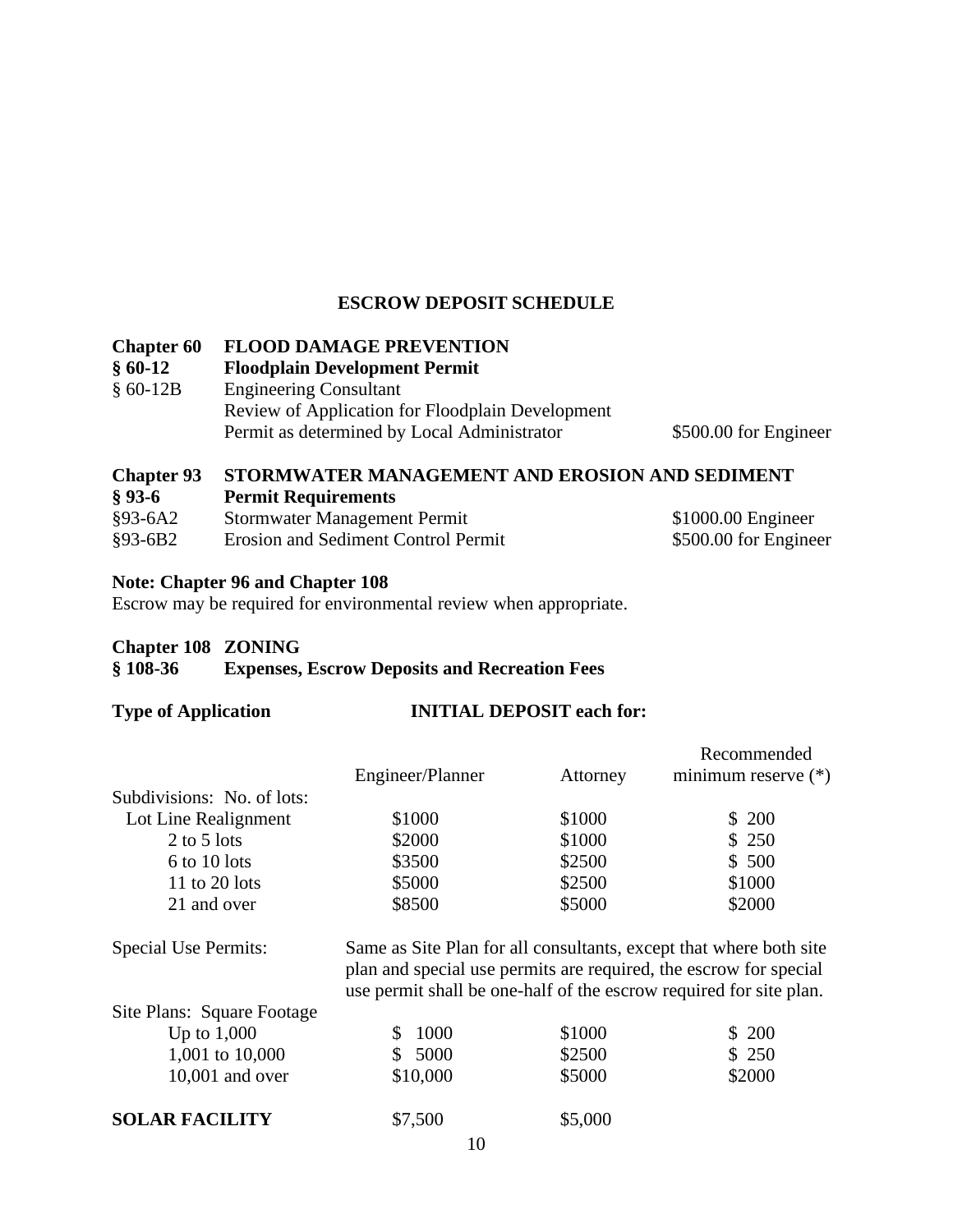## ESCROW DEPOSIT SCHEDULE

**Chapter 60 FLOOD DAMAGE PREVENTION**
**§ 60-12 Floodplain Development Permit**

| | | |
|---|---|---|
| § 60-12B | Engineering Consultant<br>Review of Application for Floodplain Development<br>Permit as determined by Local Administrator | $500.00 for Engineer |

**Chapter 93 STORMWATER MANAGEMENT AND EROSION AND SEDIMENT**
**§ 93-6 Permit Requirements**

| | | |
|---|---|---|
| §93-6A2 | Stormwater Management Permit | $1000.00 Engineer |
| §93-6B2 | Erosion and Sediment Control Permit | $500.00 for Engineer |

**Note: Chapter 96 and Chapter 108**
Escrow may be required for environmental review when appropriate.

**Chapter 108 ZONING**
**§ 108-36 Expenses, Escrow Deposits and Recreation Fees**

**Type of Application** **INITIAL DEPOSIT each for:**

| | Engineer/Planner | Attorney | Recommended minimum reserve (*) |
|---|---|---|---|
| Subdivisions: No. of lots: | | | |
| Lot Line Realignment | $1000 | $1000 | $ 200 |
| 2 to 5 lots | $2000 | $1000 | $ 250 |
| 6 to 10 lots | $3500 | $2500 | $ 500 |
| 11 to 20 lots | $5000 | $2500 | $1000 |
| 21 and over | $8500 | $5000 | $2000 |
| Special Use Permits: | Same as Site Plan for all consultants, except that where both site plan and special use permits are required, the escrow for special use permit shall be one-half of the escrow required for site plan. | | |
| Site Plans: Square Footage | | | |
| Up to 1,000 | $ 1000 | $1000 | $ 200 |
| 1,001 to 10,000 | $ 5000 | $2500 | $ 250 |
| 10,001 and over | $10,000 | $5000 | $2000 |
| **SOLAR FACILITY** | $7,500 | $5,000 | |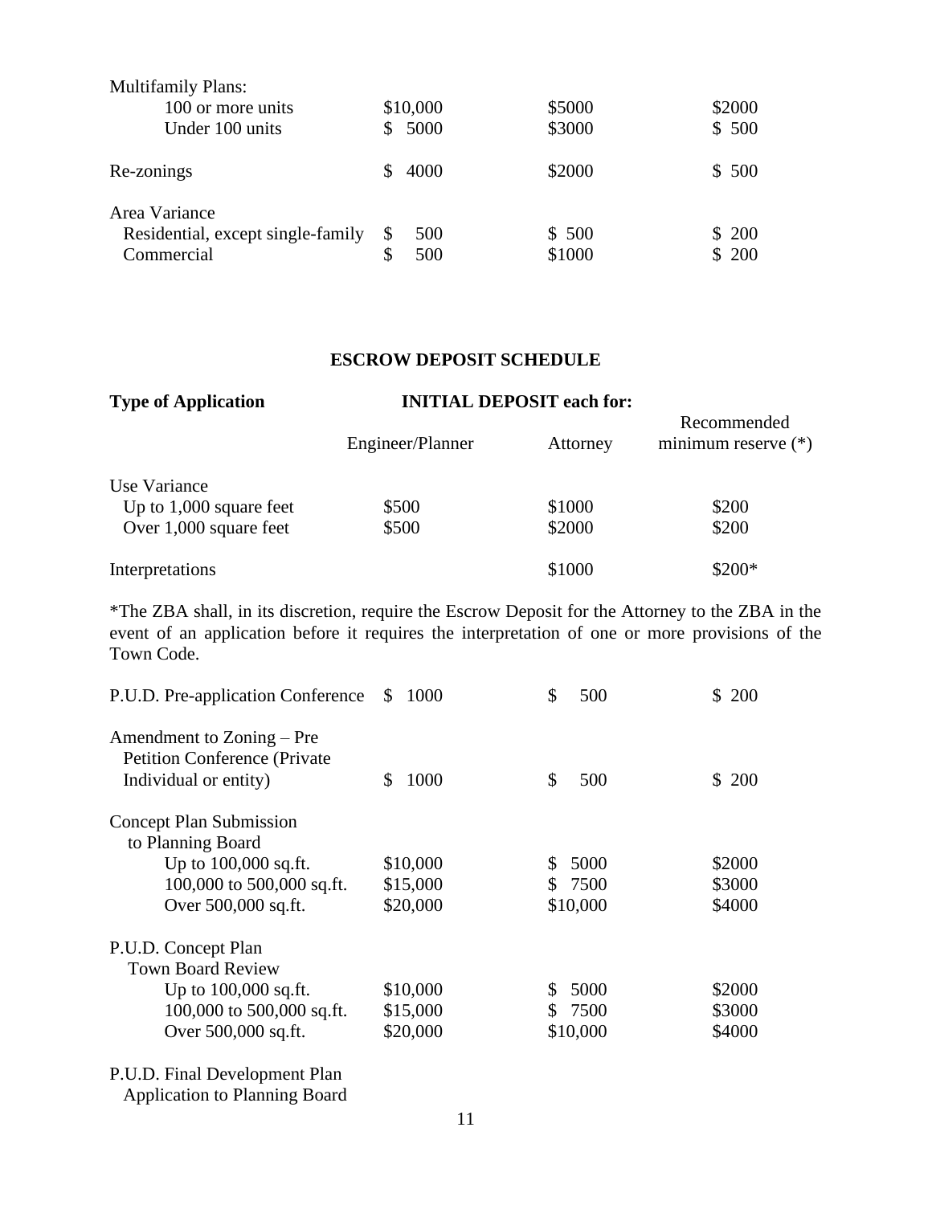| | | | |
|---|---|---|---|
| Multifamily Plans: | | | |
| 100 or more units | $10,000 | $5000 | $2000 |
| Under 100 units | $ 5000 | $3000 | $ 500 |
| Re-zonings | $ 4000 | $2000 | $ 500 |
| Area Variance | | | |
| Residential, except single-family | $ 500 | $ 500 | $ 200 |
| Commercial | $ 500 | $1000 | $ 200 |

**ESCROW DEPOSIT SCHEDULE**

| **Type of Application** | **INITIAL DEPOSIT each for:** | | |
|---|---|---|---|
| | Engineer/Planner | Attorney | Recommended minimum reserve (*) |
| Use Variance | | | |
| Up to 1,000 square feet | $500 | $1000 | $200 |
| Over 1,000 square feet | $500 | $2000 | $200 |
| Interpretations | | $1000 | $200* |

*The ZBA shall, in its discretion, require the Escrow Deposit for the Attorney to the ZBA in the event of an application before it requires the interpretation of one or more provisions of the Town Code.

| | | | |
|---|---|---|---|
| P.U.D. Pre-application Conference | $ 1000 | $ 500 | $ 200 |
| Amendment to Zoning – Pre Petition Conference (Private Individual or entity) | $ 1000 | $ 500 | $ 200 |
| Concept Plan Submission to Planning Board | | | |
| Up to 100,000 sq.ft. | $10,000 | $ 5000 | $2000 |
| 100,000 to 500,000 sq.ft. | $15,000 | $ 7500 | $3000 |
| Over 500,000 sq.ft. | $20,000 | $10,000 | $4000 |
| P.U.D. Concept Plan Town Board Review | | | |
| Up to 100,000 sq.ft. | $10,000 | $ 5000 | $2000 |
| 100,000 to 500,000 sq.ft. | $15,000 | $ 7500 | $3000 |
| Over 500,000 sq.ft. | $20,000 | $10,000 | $4000 |
| P.U.D. Final Development Plan Application to Planning Board | | | |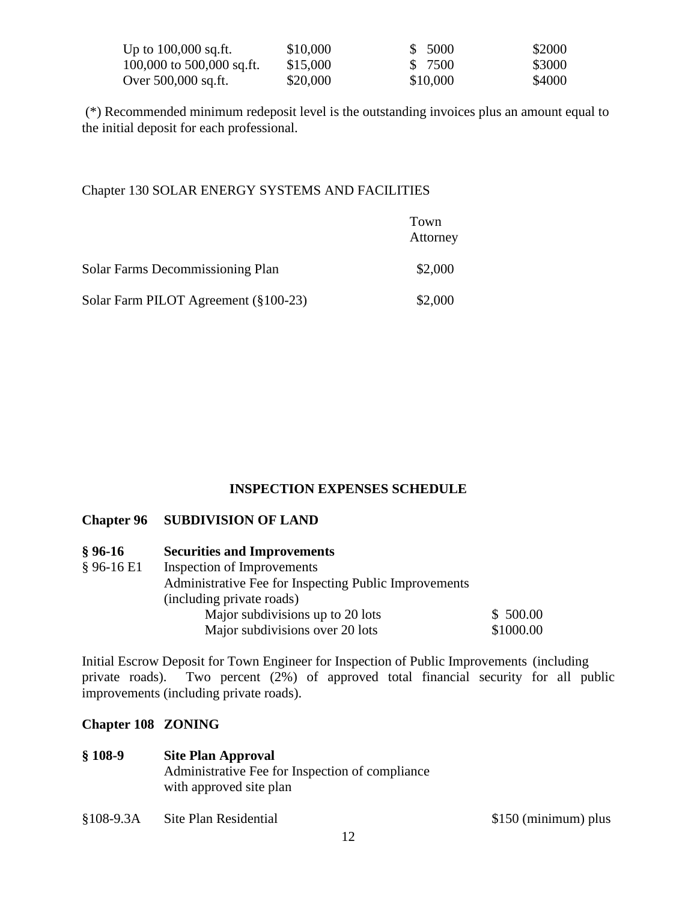| | | | |
|---|---|---|---|
| Up to 100,000 sq.ft. | \$10,000 | \$ 5000 | \$2000 |
| 100,000 to 500,000 sq.ft. | \$15,000 | \$ 7500 | \$3000 |
| Over 500,000 sq.ft. | \$20,000 | \$10,000 | \$4000 |

(*) Recommended minimum redeposit level is the outstanding invoices plus an amount equal to the initial deposit for each professional.

Chapter 130 SOLAR ENERGY SYSTEMS AND FACILITIES

| | Town Attorney |
|---|---|
| Solar Farms Decommissioning Plan | \$2,000 |
| Solar Farm PILOT Agreement (§100-23) | \$2,000 |

## INSPECTION EXPENSES SCHEDULE

**Chapter 96 SUBDIVISION OF LAND**

**§ 96-16 Securities and Improvements**

§ 96-16 E1 Inspection of Improvements

Administrative Fee for Inspecting Public Improvements (including private roads)

| | |
|---|---|
| Major subdivisions up to 20 lots | \$ 500.00 |
| Major subdivisions over 20 lots | \$1000.00 |

Initial Escrow Deposit for Town Engineer for Inspection of Public Improvements (including private roads). Two percent (2%) of approved total financial security for all public improvements (including private roads).

**Chapter 108 ZONING**

**§ 108-9 Site Plan Approval**

Administrative Fee for Inspection of compliance with approved site plan

§108-9.3A Site Plan Residential \$150 (minimum) plus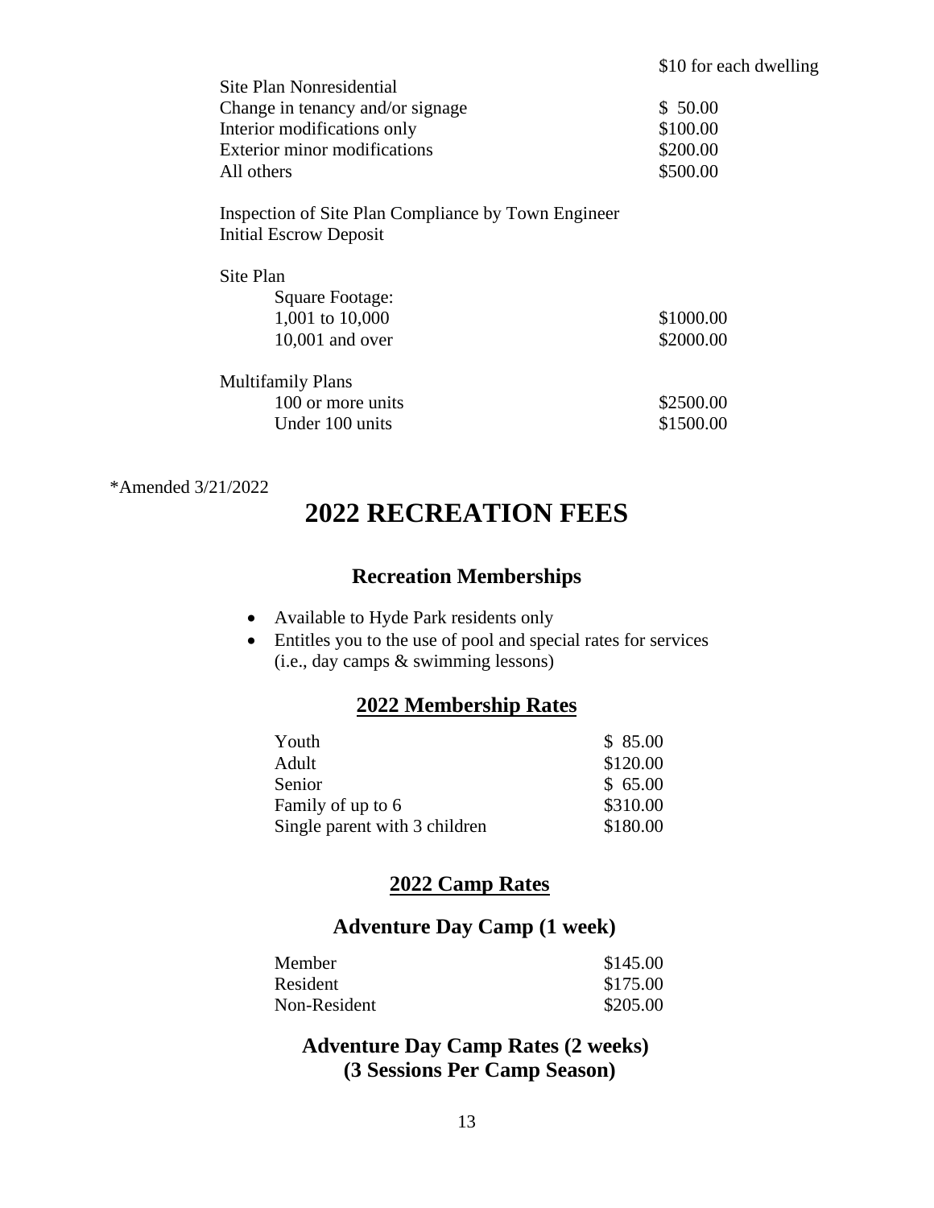|  | $10 for each dwelling |
|---|---|
| Site Plan Nonresidential | |
| Change in tenancy and/or signage | $ 50.00 |
| Interior modifications only | $100.00 |
| Exterior minor modifications | $200.00 |
| All others | $500.00 |

Inspection of Site Plan Compliance by Town Engineer
Initial Escrow Deposit

| Site Plan | |
|---|---|
| Square Footage: | |
| 1,001 to 10,000 | $1000.00 |
| 10,001 and over | $2000.00 |

| Multifamily Plans | |
|---|---|
| 100 or more units | $2500.00 |
| Under 100 units | $1500.00 |

*Amended 3/21/2022

# 2022 RECREATION FEES

## Recreation Memberships

- Available to Hyde Park residents only
- Entitles you to the use of pool and special rates for services (i.e., day camps & swimming lessons)

## 2022 Membership Rates

| | |
|---|---|
| Youth | $ 85.00 |
| Adult | $120.00 |
| Senior | $ 65.00 |
| Family of up to 6 | $310.00 |
| Single parent with 3 children | $180.00 |

## 2022 Camp Rates

### Adventure Day Camp (1 week)

| | |
|---|---|
| Member | $145.00 |
| Resident | $175.00 |
| Non-Resident | $205.00 |

### Adventure Day Camp Rates (2 weeks) (3 Sessions Per Camp Season)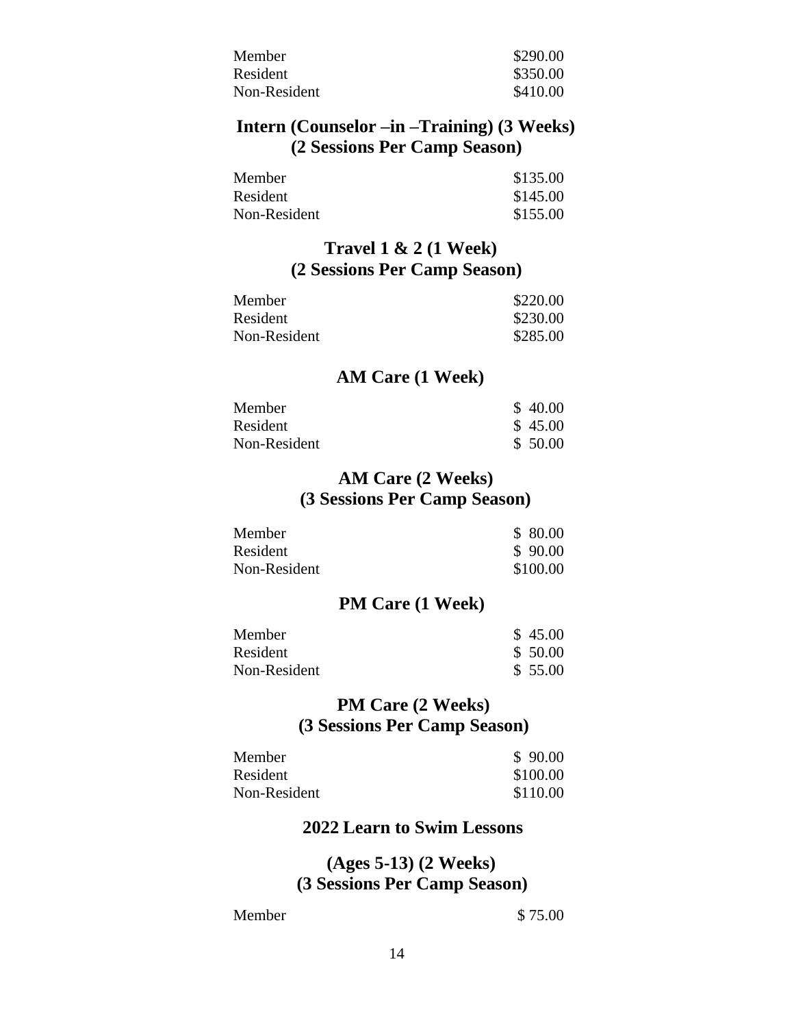| | |
|---|---|
| Member | $290.00 |
| Resident | $350.00 |
| Non-Resident | $410.00 |

### Intern (Counselor –in –Training) (3 Weeks) (2 Sessions Per Camp Season)

| | |
|---|---|
| Member | $135.00 |
| Resident | $145.00 |
| Non-Resident | $155.00 |

### Travel 1 & 2 (1 Week) (2 Sessions Per Camp Season)

| | |
|---|---|
| Member | $220.00 |
| Resident | $230.00 |
| Non-Resident | $285.00 |

### AM Care (1 Week)

| | |
|---|---|
| Member | $ 40.00 |
| Resident | $ 45.00 |
| Non-Resident | $ 50.00 |

### AM Care (2 Weeks) (3 Sessions Per Camp Season)

| | |
|---|---|
| Member | $ 80.00 |
| Resident | $ 90.00 |
| Non-Resident | $100.00 |

### PM Care (1 Week)

| | |
|---|---|
| Member | $ 45.00 |
| Resident | $ 50.00 |
| Non-Resident | $ 55.00 |

### PM Care (2 Weeks) (3 Sessions Per Camp Season)

| | |
|---|---|
| Member | $ 90.00 |
| Resident | $100.00 |
| Non-Resident | $110.00 |

### 2022 Learn to Swim Lessons

### (Ages 5-13) (2 Weeks) (3 Sessions Per Camp Season)

| | |
|---|---|
| Member | $ 75.00 |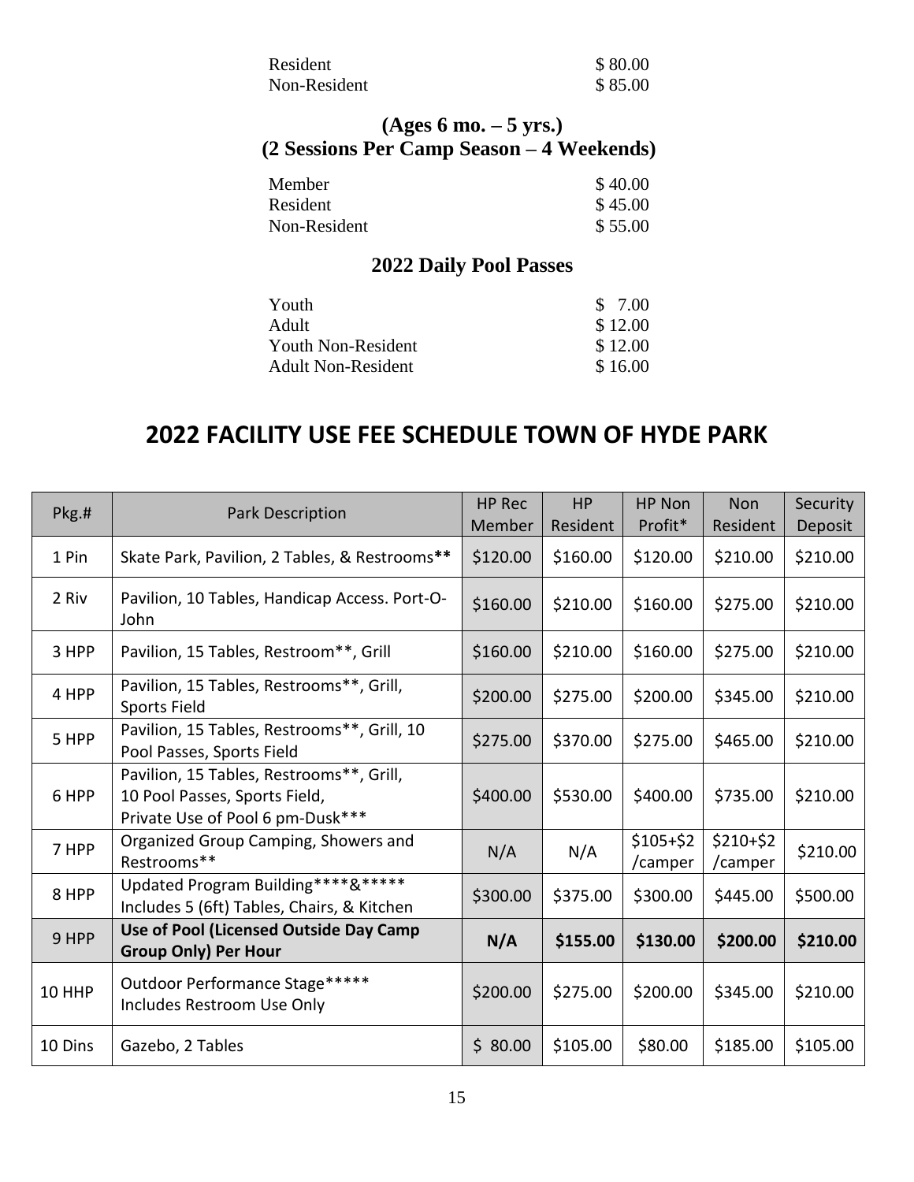| | |
|---|---|
| Resident | $ 80.00 |
| Non-Resident | $ 85.00 |

### (Ages 6 mo. – 5 yrs.)
### (2 Sessions Per Camp Season – 4 Weekends)

| | |
|---|---|
| Member | $ 40.00 |
| Resident | $ 45.00 |
| Non-Resident | $ 55.00 |

### 2022 Daily Pool Passes

| | |
|---|---|
| Youth | $ 7.00 |
| Adult | $ 12.00 |
| Youth Non-Resident | $ 12.00 |
| Adult Non-Resident | $ 16.00 |

## 2022 FACILITY USE FEE SCHEDULE TOWN OF HYDE PARK

| Pkg.# | Park Description | HP Rec Member | HP Resident | HP Non Profit* | Non Resident | Security Deposit |
|---|---|---|---|---|---|---|
| 1 Pin | Skate Park, Pavilion, 2 Tables, & Restrooms** | $120.00 | $160.00 | $120.00 | $210.00 | $210.00 |
| 2 Riv | Pavilion, 10 Tables, Handicap Access. Port-O-John | $160.00 | $210.00 | $160.00 | $275.00 | $210.00 |
| 3 HPP | Pavilion, 15 Tables, Restroom**, Grill | $160.00 | $210.00 | $160.00 | $275.00 | $210.00 |
| 4 HPP | Pavilion, 15 Tables, Restrooms**, Grill, Sports Field | $200.00 | $275.00 | $200.00 | $345.00 | $210.00 |
| 5 HPP | Pavilion, 15 Tables, Restrooms**, Grill, 10 Pool Passes, Sports Field | $275.00 | $370.00 | $275.00 | $465.00 | $210.00 |
| 6 HPP | Pavilion, 15 Tables, Restrooms**, Grill, 10 Pool Passes, Sports Field, Private Use of Pool 6 pm-Dusk*** | $400.00 | $530.00 | $400.00 | $735.00 | $210.00 |
| 7 HPP | Organized Group Camping, Showers and Restrooms** | N/A | N/A | $105+$2 /camper | $210+$2 /camper | $210.00 |
| 8 HPP | Updated Program Building****&***** Includes 5 (6ft) Tables, Chairs, & Kitchen | $300.00 | $375.00 | $300.00 | $445.00 | $500.00 |
| **9 HPP** | **Use of Pool (Licensed Outside Day Camp Group Only) Per Hour** | **N/A** | **$155.00** | **$130.00** | **$200.00** | **$210.00** |
| 10 HHP | Outdoor Performance Stage***** Includes Restroom Use Only | $200.00 | $275.00 | $200.00 | $345.00 | $210.00 |
| 10 Dins | Gazebo, 2 Tables | $ 80.00 | $105.00 | $80.00 | $185.00 | $105.00 |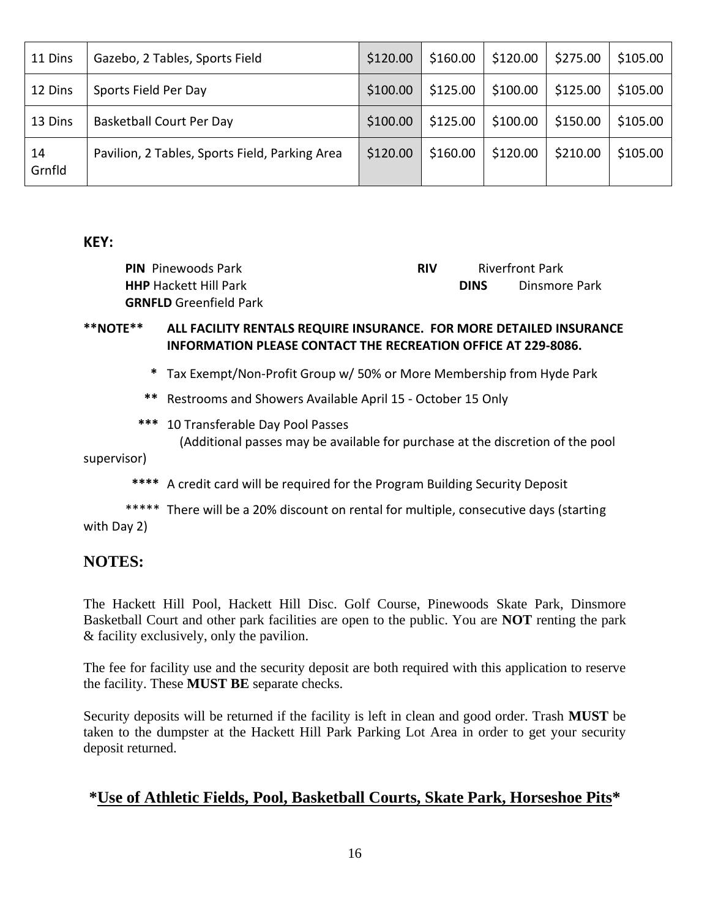| | | | | | | |
|---|---|---|---|---|---|---|
| 11 Dins | Gazebo, 2 Tables, Sports Field | $120.00 | $160.00 | $120.00 | $275.00 | $105.00 |
| 12 Dins | Sports Field Per Day | $100.00 | $125.00 | $100.00 | $125.00 | $105.00 |
| 13 Dins | Basketball Court Per Day | $100.00 | $125.00 | $100.00 | $150.00 | $105.00 |
| 14 Grnfld | Pavilion, 2 Tables, Sports Field, Parking Area | $120.00 | $160.00 | $120.00 | $210.00 | $105.00 |

**KEY:**

**PIN** Pinewoods Park
**HHP** Hackett Hill Park
**GRNFLD** Greenfield Park
**RIV** Riverfront Park
**DINS** Dinsmore Park

**\*\*NOTE\*\* ALL FACILITY RENTALS REQUIRE INSURANCE. FOR MORE DETAILED INSURANCE INFORMATION PLEASE CONTACT THE RECREATION OFFICE AT 229-8086.**

**\*** Tax Exempt/Non-Profit Group w/ 50% or More Membership from Hyde Park

**\*\*** Restrooms and Showers Available April 15 - October 15 Only

**\*\*\*** 10 Transferable Day Pool Passes
(Additional passes may be available for purchase at the discretion of the pool supervisor)

**\*\*\*\*** A credit card will be required for the Program Building Security Deposit

\*\*\*\*\* There will be a 20% discount on rental for multiple, consecutive days (starting with Day 2)

## NOTES:

The Hackett Hill Pool, Hackett Hill Disc. Golf Course, Pinewoods Skate Park, Dinsmore Basketball Court and other park facilities are open to the public. You are **NOT** renting the park & facility exclusively, only the pavilion.

The fee for facility use and the security deposit are both required with this application to reserve the facility. These **MUST BE** separate checks.

Security deposits will be returned if the facility is left in clean and good order. Trash **MUST** be taken to the dumpster at the Hackett Hill Park Parking Lot Area in order to get your security deposit returned.

**\*Use of Athletic Fields, Pool, Basketball Courts, Skate Park, Horseshoe Pits\***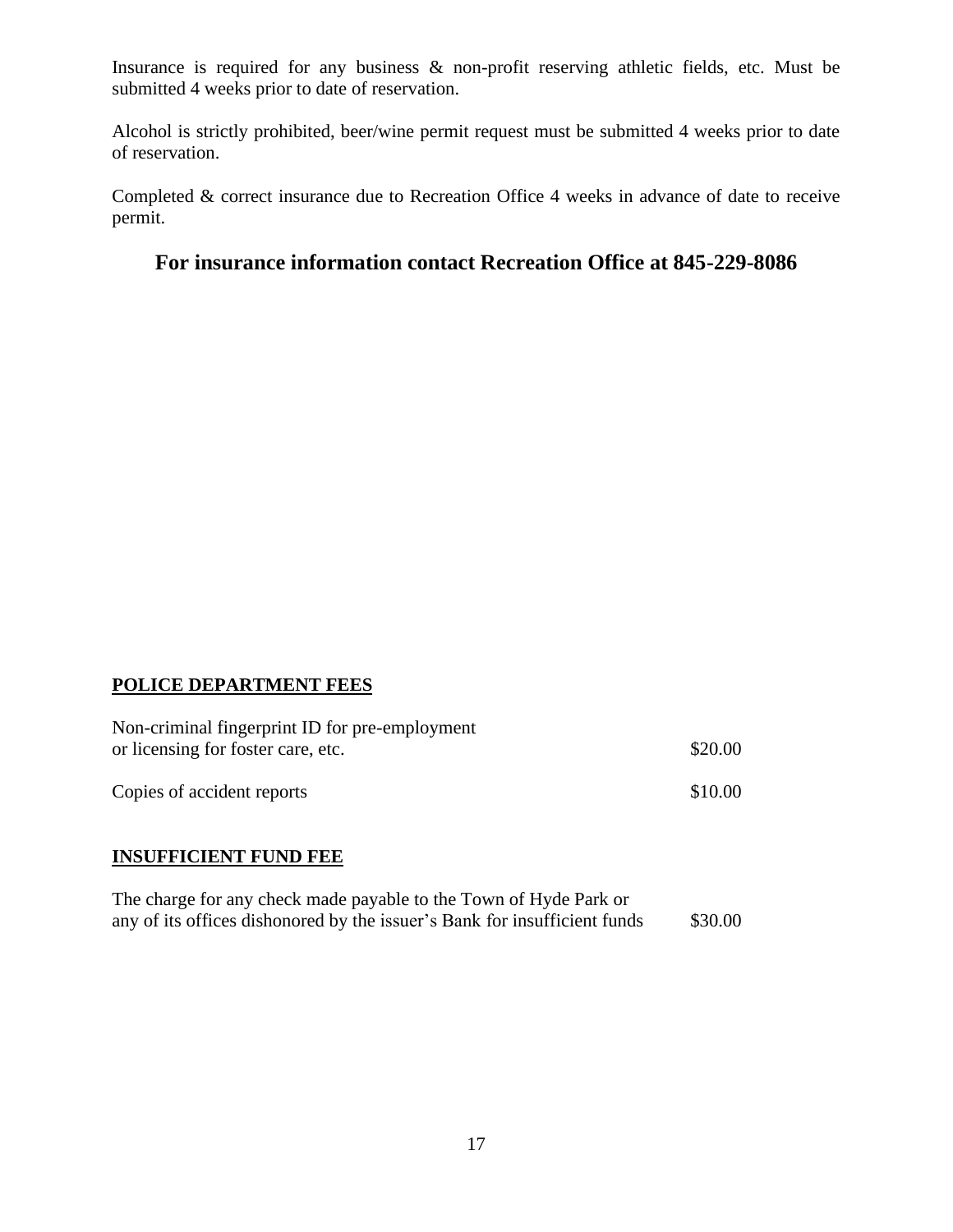Insurance is required for any business & non-profit reserving athletic fields, etc. Must be submitted 4 weeks prior to date of reservation.

Alcohol is strictly prohibited, beer/wine permit request must be submitted 4 weeks prior to date of reservation.

Completed & correct insurance due to Recreation Office 4 weeks in advance of date to receive permit.

## For insurance information contact Recreation Office at 845-229-8086

**POLICE DEPARTMENT FEES**

| | |
|---|---|
| Non-criminal fingerprint ID for pre-employment or licensing for foster care, etc. | $20.00 |
| Copies of accident reports | $10.00 |

**INSUFFICIENT FUND FEE**

| | |
|---|---|
| The charge for any check made payable to the Town of Hyde Park or any of its offices dishonored by the issuer's Bank for insufficient funds | $30.00 |